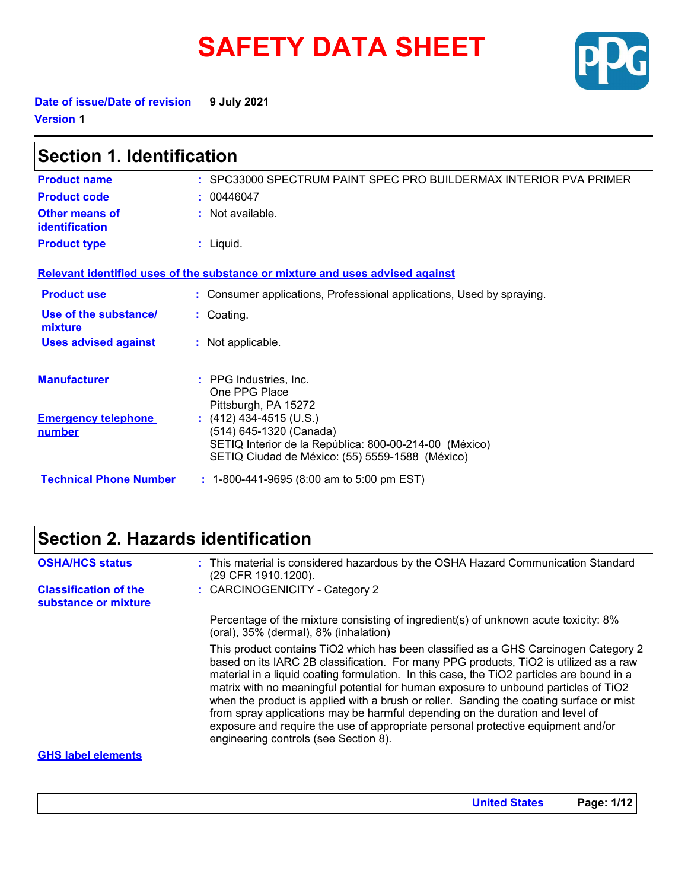# SAFETY DATA SHEET

**Date of issue/Date of revision** 9 July 2021

**Version** 1

## Section 1. Identification

**Product name** : SPC33000 SPECTRUM PAINT SPEC PRO BUILDERMAX INTERIOR PVA PRIMER

**Product code** : 00446047

**Other means of identification** : Not available.

**Product type** : Liquid.

**Relevant identified uses of the substance or mixture and uses advised against**

**Product use** : Consumer applications, Professional applications, Used by spraying.

**Use of the substance/ mixture** : Coating.

**Uses advised against** : Not applicable.

**Manufacturer** : PPG Industries, Inc.
One PPG Place
Pittsburgh, PA 15272

**Emergency telephone number** : (412) 434-4515 (U.S.)
(514) 645-1320 (Canada)
SETIQ Interior de la República: 800-00-214-00 (México)
SETIQ Ciudad de México: (55) 5559-1588 (México)

**Technical Phone Number** : 1-800-441-9695 (8:00 am to 5:00 pm EST)

## Section 2. Hazards identification

**OSHA/HCS status** : This material is considered hazardous by the OSHA Hazard Communication Standard (29 CFR 1910.1200).

**Classification of the substance or mixture** : CARCINOGENICITY - Category 2

Percentage of the mixture consisting of ingredient(s) of unknown acute toxicity: 8% (oral), 35% (dermal), 8% (inhalation)

This product contains $TiO_2$ which has been classified as a GHS Carcinogen Category 2 based on its IARC 2B classification. For many PPG products, $TiO_2$ is utilized as a raw material in a liquid coating formulation. In this case, the $TiO_2$ particles are bound in a matrix with no meaningful potential for human exposure to unbound particles of $TiO_2$ when the product is applied with a brush or roller. Sanding the coating surface or mist from spray applications may be harmful depending on the duration and level of exposure and require the use of appropriate personal protective equipment and/or engineering controls (see Section 8).

**GHS label elements**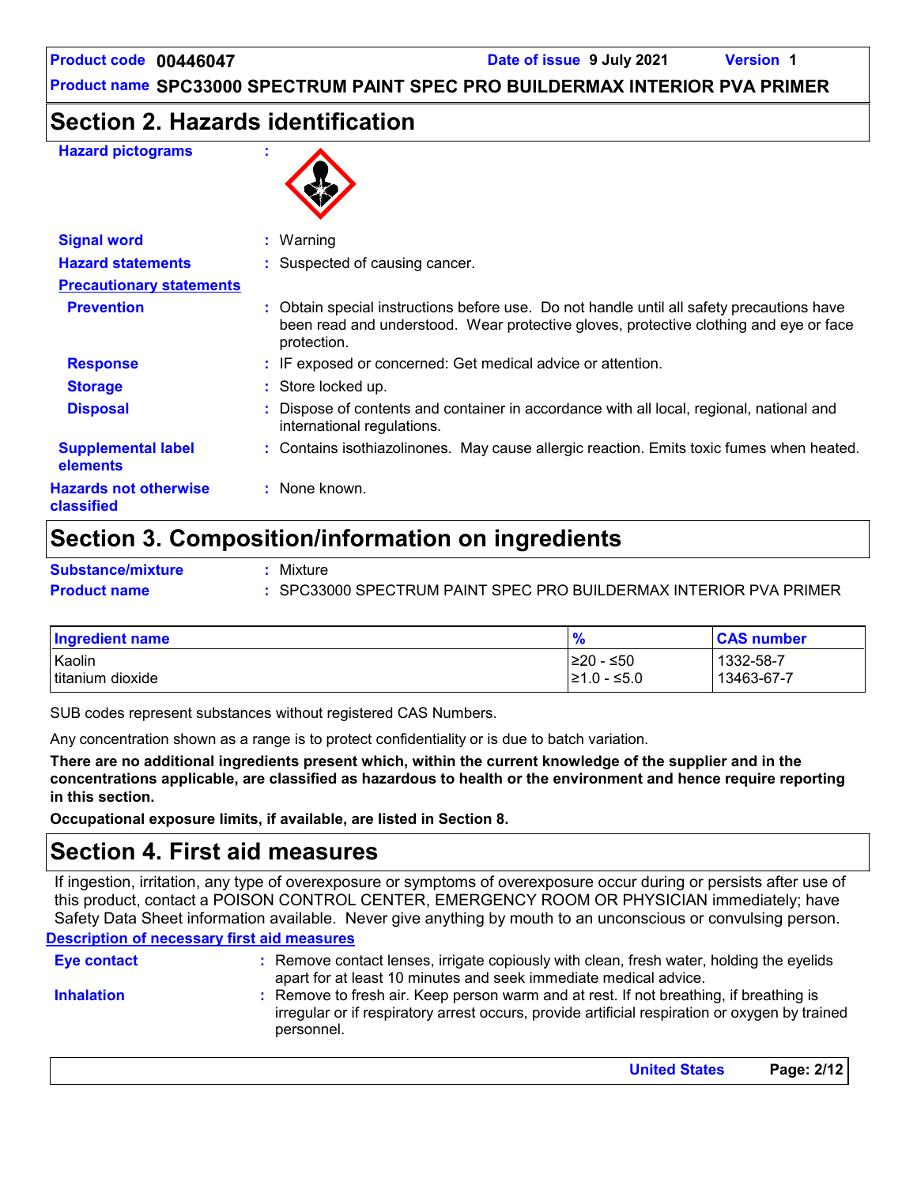## Section 2. Hazards identification

**Hazard pictograms** :

**Signal word** : Warning

**Hazard statements** : Suspected of causing cancer.

**Precautionary statements**

**Prevention** : Obtain special instructions before use. Do not handle until all safety precautions have been read and understood. Wear protective gloves, protective clothing and eye or face protection.

**Response** : IF exposed or concerned: Get medical advice or attention.

**Storage** : Store locked up.

**Disposal** : Dispose of contents and container in accordance with all local, regional, national and international regulations.

**Supplemental label elements** : Contains isothiazolinones. May cause allergic reaction. Emits toxic fumes when heated.

**Hazards not otherwise classified** : None known.

## Section 3. Composition/information on ingredients

**Substance/mixture** : Mixture

**Product name** : SPC33000 SPECTRUM PAINT SPEC PRO BUILDERMAX INTERIOR PVA PRIMER

| Ingredient name | % | CAS number |
| --- | --- | --- |
| Kaolin | ≥20 - ≤50 | 1332-58-7 |
| titanium dioxide | ≥1.0 - ≤5.0 | 13463-67-7 |

SUB codes represent substances without registered CAS Numbers.

Any concentration shown as a range is to protect confidentiality or is due to batch variation.

**There are no additional ingredients present which, within the current knowledge of the supplier and in the concentrations applicable, are classified as hazardous to health or the environment and hence require reporting in this section.**

**Occupational exposure limits, if available, are listed in Section 8.**

## Section 4. First aid measures

If ingestion, irritation, any type of overexposure or symptoms of overexposure occur during or persists after use of this product, contact a POISON CONTROL CENTER, EMERGENCY ROOM OR PHYSICIAN immediately; have Safety Data Sheet information available. Never give anything by mouth to an unconscious or convulsing person.

**Description of necessary first aid measures**

**Eye contact** : Remove contact lenses, irrigate copiously with clean, fresh water, holding the eyelids apart for at least 10 minutes and seek immediate medical advice.

**Inhalation** : Remove to fresh air. Keep person warm and at rest. If not breathing, if breathing is irregular or if respiratory arrest occurs, provide artificial respiration or oxygen by trained personnel.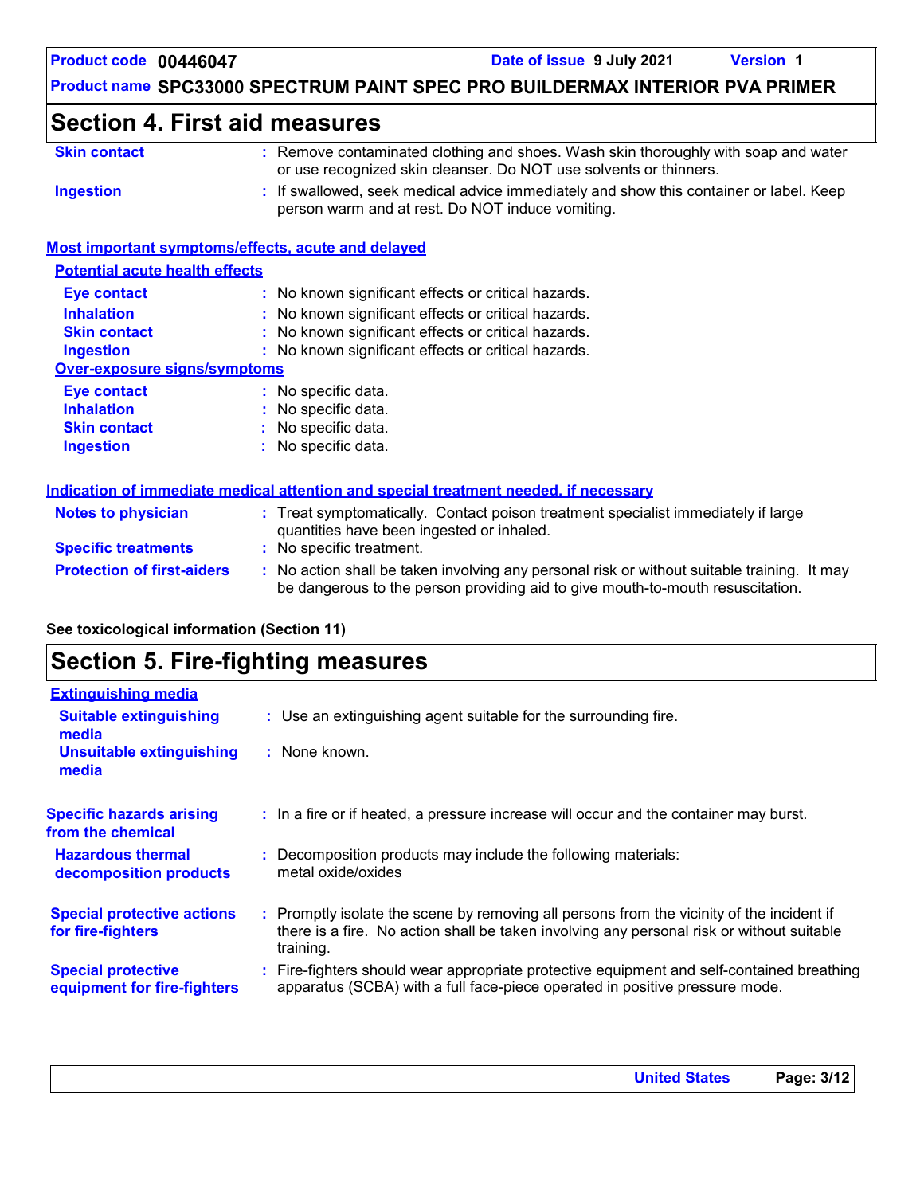## Section 4. First aid measures

**Skin contact** : Remove contaminated clothing and shoes. Wash skin thoroughly with soap and water or use recognized skin cleanser. Do NOT use solvents or thinners.

**Ingestion** : If swallowed, seek medical advice immediately and show this container or label. Keep person warm and at rest. Do NOT induce vomiting.

### Most important symptoms/effects, acute and delayed

#### Potential acute health effects

**Eye contact** : No known significant effects or critical hazards.

**Inhalation** : No known significant effects or critical hazards.

**Skin contact** : No known significant effects or critical hazards.

**Ingestion** : No known significant effects or critical hazards.

#### Over-exposure signs/symptoms

**Eye contact** : No specific data.

**Inhalation** : No specific data.

**Skin contact** : No specific data.

**Ingestion** : No specific data.

### Indication of immediate medical attention and special treatment needed, if necessary

**Notes to physician** : Treat symptomatically. Contact poison treatment specialist immediately if large quantities have been ingested or inhaled.

**Specific treatments** : No specific treatment.

**Protection of first-aiders** : No action shall be taken involving any personal risk or without suitable training. It may be dangerous to the person providing aid to give mouth-to-mouth resuscitation.

**See toxicological information (Section 11)**

## Section 5. Fire-fighting measures

### Extinguishing media

**Suitable extinguishing media** : Use an extinguishing agent suitable for the surrounding fire.

**Unsuitable extinguishing media** : None known.

**Specific hazards arising from the chemical** : In a fire or if heated, a pressure increase will occur and the container may burst.

**Hazardous thermal decomposition products** : Decomposition products may include the following materials:
metal oxide/oxides

**Special protective actions for fire-fighters** : Promptly isolate the scene by removing all persons from the vicinity of the incident if there is a fire. No action shall be taken involving any personal risk or without suitable training.

**Special protective equipment for fire-fighters** : Fire-fighters should wear appropriate protective equipment and self-contained breathing apparatus (SCBA) with a full face-piece operated in positive pressure mode.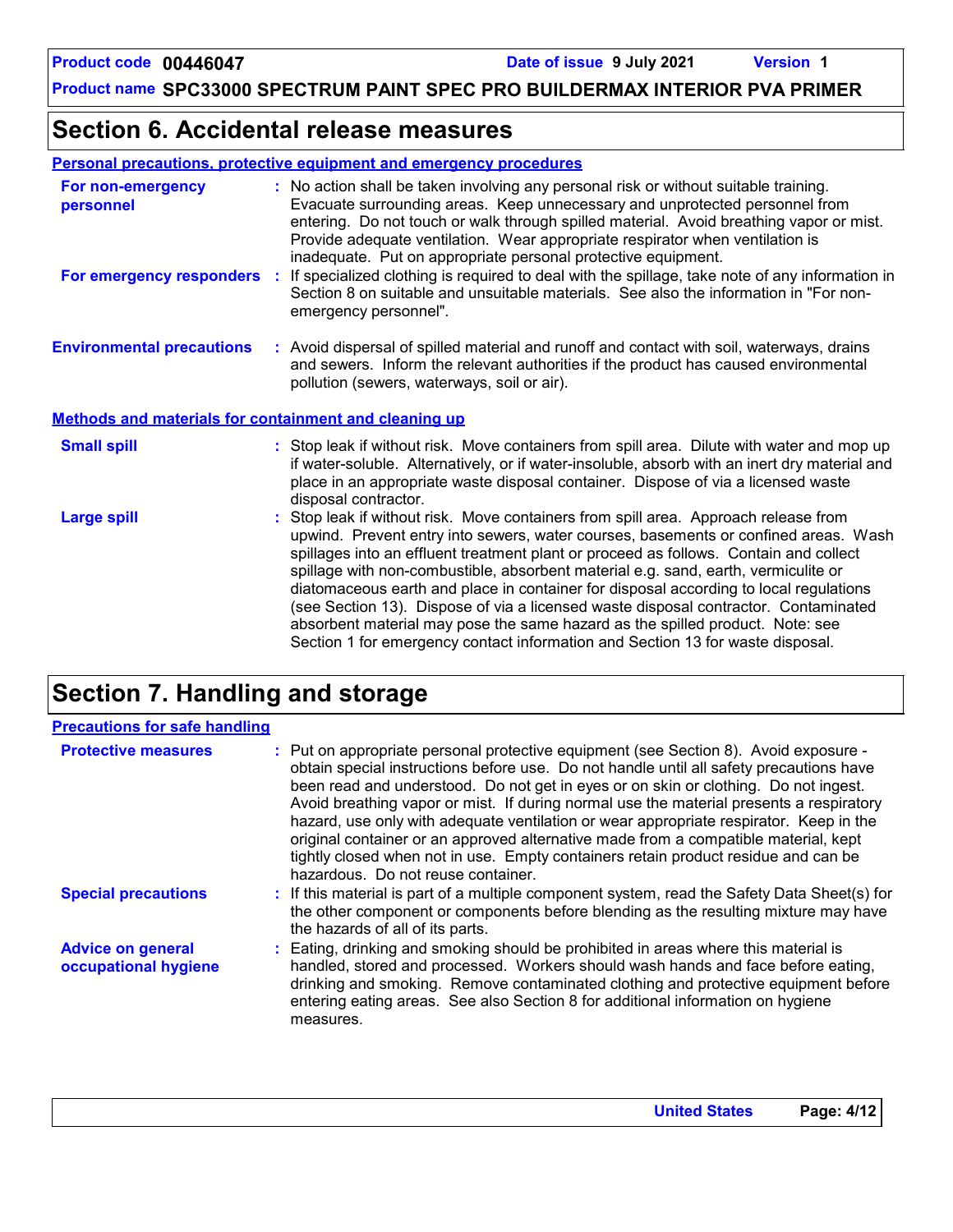## Section 6. Accidental release measures

### Personal precautions, protective equipment and emergency procedures

**For non-emergency personnel** : No action shall be taken involving any personal risk or without suitable training. Evacuate surrounding areas. Keep unnecessary and unprotected personnel from entering. Do not touch or walk through spilled material. Avoid breathing vapor or mist. Provide adequate ventilation. Wear appropriate respirator when ventilation is inadequate. Put on appropriate personal protective equipment.

**For emergency responders** : If specialized clothing is required to deal with the spillage, take note of any information in Section 8 on suitable and unsuitable materials. See also the information in "For non-emergency personnel".

**Environmental precautions** : Avoid dispersal of spilled material and runoff and contact with soil, waterways, drains and sewers. Inform the relevant authorities if the product has caused environmental pollution (sewers, waterways, soil or air).

### Methods and materials for containment and cleaning up

**Small spill** : Stop leak if without risk. Move containers from spill area. Dilute with water and mop up if water-soluble. Alternatively, or if water-insoluble, absorb with an inert dry material and place in an appropriate waste disposal container. Dispose of via a licensed waste disposal contractor.

**Large spill** : Stop leak if without risk. Move containers from spill area. Approach release from upwind. Prevent entry into sewers, water courses, basements or confined areas. Wash spillages into an effluent treatment plant or proceed as follows. Contain and collect spillage with non-combustible, absorbent material e.g. sand, earth, vermiculite or diatomaceous earth and place in container for disposal according to local regulations (see Section 13). Dispose of via a licensed waste disposal contractor. Contaminated absorbent material may pose the same hazard as the spilled product. Note: see Section 1 for emergency contact information and Section 13 for waste disposal.

## Section 7. Handling and storage

### Precautions for safe handling

**Protective measures** : Put on appropriate personal protective equipment (see Section 8). Avoid exposure - obtain special instructions before use. Do not handle until all safety precautions have been read and understood. Do not get in eyes or on skin or clothing. Do not ingest. Avoid breathing vapor or mist. If during normal use the material presents a respiratory hazard, use only with adequate ventilation or wear appropriate respirator. Keep in the original container or an approved alternative made from a compatible material, kept tightly closed when not in use. Empty containers retain product residue and can be hazardous. Do not reuse container.

**Special precautions** : If this material is part of a multiple component system, read the Safety Data Sheet(s) for the other component or components before blending as the resulting mixture may have the hazards of all of its parts.

**Advice on general occupational hygiene** : Eating, drinking and smoking should be prohibited in areas where this material is handled, stored and processed. Workers should wash hands and face before eating, drinking and smoking. Remove contaminated clothing and protective equipment before entering eating areas. See also Section 8 for additional information on hygiene measures.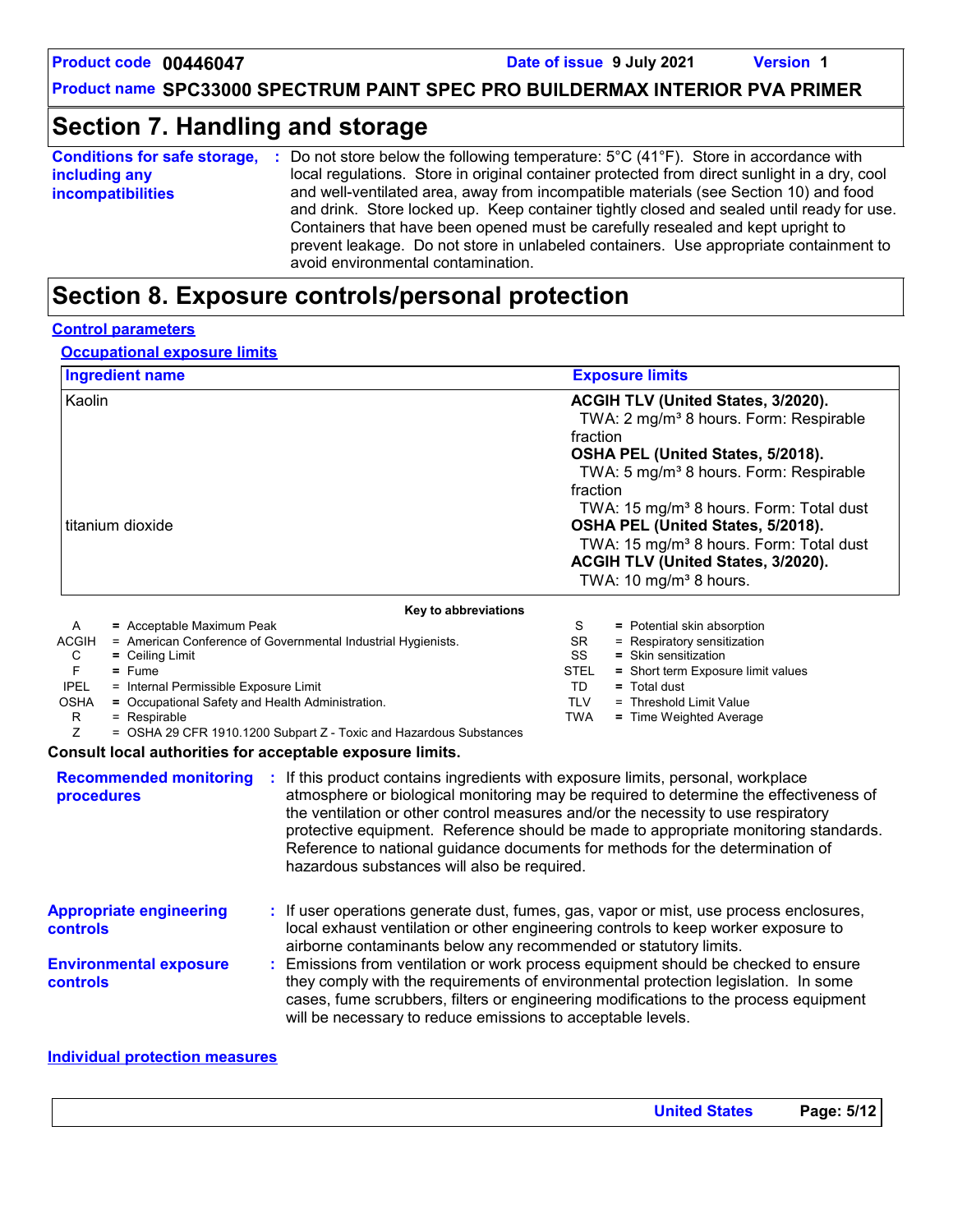## Section 7. Handling and storage

**Conditions for safe storage, including any incompatibilities** : Do not store below the following temperature: 5°C (41°F). Store in accordance with local regulations. Store in original container protected from direct sunlight in a dry, cool and well-ventilated area, away from incompatible materials (see Section 10) and food and drink. Store locked up. Keep container tightly closed and sealed until ready for use. Containers that have been opened must be carefully resealed and kept upright to prevent leakage. Do not store in unlabeled containers. Use appropriate containment to avoid environmental contamination.

## Section 8. Exposure controls/personal protection

### Control parameters

#### Occupational exposure limits

| Ingredient name | Exposure limits |
|---|---|
| Kaolin | **ACGIH TLV (United States, 3/2020).**<br>TWA: 2 mg/m³ 8 hours. Form: Respirable fraction<br>**OSHA PEL (United States, 5/2018).**<br>TWA: 5 mg/m³ 8 hours. Form: Respirable fraction<br>TWA: 15 mg/m³ 8 hours. Form: Total dust |
| titanium dioxide | **OSHA PEL (United States, 5/2018).**<br>TWA: 15 mg/m³ 8 hours. Form: Total dust<br>**ACGIH TLV (United States, 3/2020).**<br>TWA: 10 mg/m³ 8 hours. |

**Key to abbreviations**

A = Acceptable Maximum Peak
ACGIH = American Conference of Governmental Industrial Hygienists.
C = Ceiling Limit
F = Fume
IPEL = Internal Permissible Exposure Limit
OSHA = Occupational Safety and Health Administration.
R = Respirable
Z = OSHA 29 CFR 1910.1200 Subpart Z - Toxic and Hazardous Substances
S = Potential skin absorption
SR = Respiratory sensitization
SS = Skin sensitization
STEL = Short term Exposure limit values
TD = Total dust
TLV = Threshold Limit Value
TWA = Time Weighted Average

**Consult local authorities for acceptable exposure limits.**

**Recommended monitoring procedures** : If this product contains ingredients with exposure limits, personal, workplace atmosphere or biological monitoring may be required to determine the effectiveness of the ventilation or other control measures and/or the necessity to use respiratory protective equipment. Reference should be made to appropriate monitoring standards. Reference to national guidance documents for methods for the determination of hazardous substances will also be required.

**Appropriate engineering controls** : If user operations generate dust, fumes, gas, vapor or mist, use process enclosures, local exhaust ventilation or other engineering controls to keep worker exposure to airborne contaminants below any recommended or statutory limits.

**Environmental exposure controls** : Emissions from ventilation or work process equipment should be checked to ensure they comply with the requirements of environmental protection legislation. In some cases, fume scrubbers, filters or engineering modifications to the process equipment will be necessary to reduce emissions to acceptable levels.

### Individual protection measures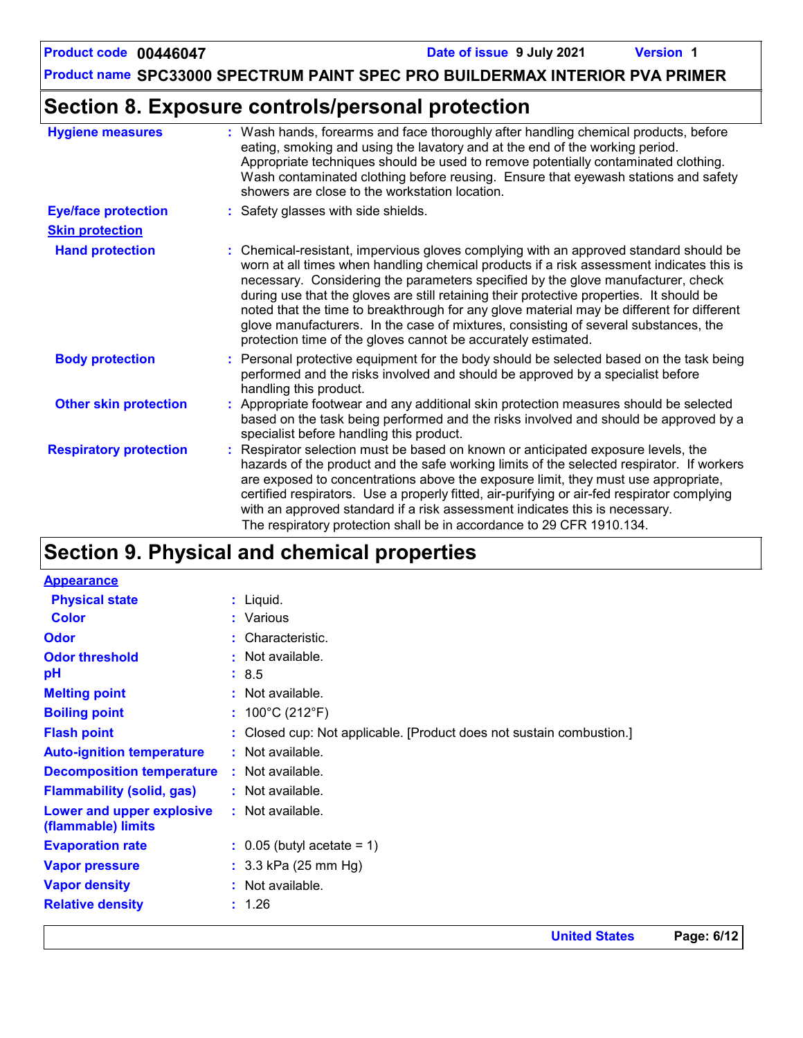## Section 8. Exposure controls/personal protection

| | |
|---|---|
| **Hygiene measures** | Wash hands, forearms and face thoroughly after handling chemical products, before eating, smoking and using the lavatory and at the end of the working period. Appropriate techniques should be used to remove potentially contaminated clothing. Wash contaminated clothing before reusing. Ensure that eyewash stations and safety showers are close to the workstation location. |
| **Eye/face protection** | Safety glasses with side shields. |
| **Skin protection** | |
| **Hand protection** | Chemical-resistant, impervious gloves complying with an approved standard should be worn at all times when handling chemical products if a risk assessment indicates this is necessary. Considering the parameters specified by the glove manufacturer, check during use that the gloves are still retaining their protective properties. It should be noted that the time to breakthrough for any glove material may be different for different glove manufacturers. In the case of mixtures, consisting of several substances, the protection time of the gloves cannot be accurately estimated. |
| **Body protection** | Personal protective equipment for the body should be selected based on the task being performed and the risks involved and should be approved by a specialist before handling this product. |
| **Other skin protection** | Appropriate footwear and any additional skin protection measures should be selected based on the task being performed and the risks involved and should be approved by a specialist before handling this product. |
| **Respiratory protection** | Respirator selection must be based on known or anticipated exposure levels, the hazards of the product and the safe working limits of the selected respirator. If workers are exposed to concentrations above the exposure limit, they must use appropriate, certified respirators. Use a properly fitted, air-purifying or air-fed respirator complying with an approved standard if a risk assessment indicates this is necessary. The respiratory protection shall be in accordance to 29 CFR 1910.134. |

## Section 9. Physical and chemical properties

| | |
|---|---|
| **Appearance** | |
| **Physical state** | Liquid. |
| **Color** | Various |
| **Odor** | Characteristic. |
| **Odor threshold** | Not available. |
| **pH** | 8.5 |
| **Melting point** | Not available. |
| **Boiling point** | 100°C (212°F) |
| **Flash point** | Closed cup: Not applicable. [Product does not sustain combustion.] |
| **Auto-ignition temperature** | Not available. |
| **Decomposition temperature** | Not available. |
| **Flammability (solid, gas)** | Not available. |
| **Lower and upper explosive (flammable) limits** | Not available. |
| **Evaporation rate** | 0.05 (butyl acetate = 1) |
| **Vapor pressure** | 3.3 kPa (25 mm Hg) |
| **Vapor density** | Not available. |
| **Relative density** | 1.26 |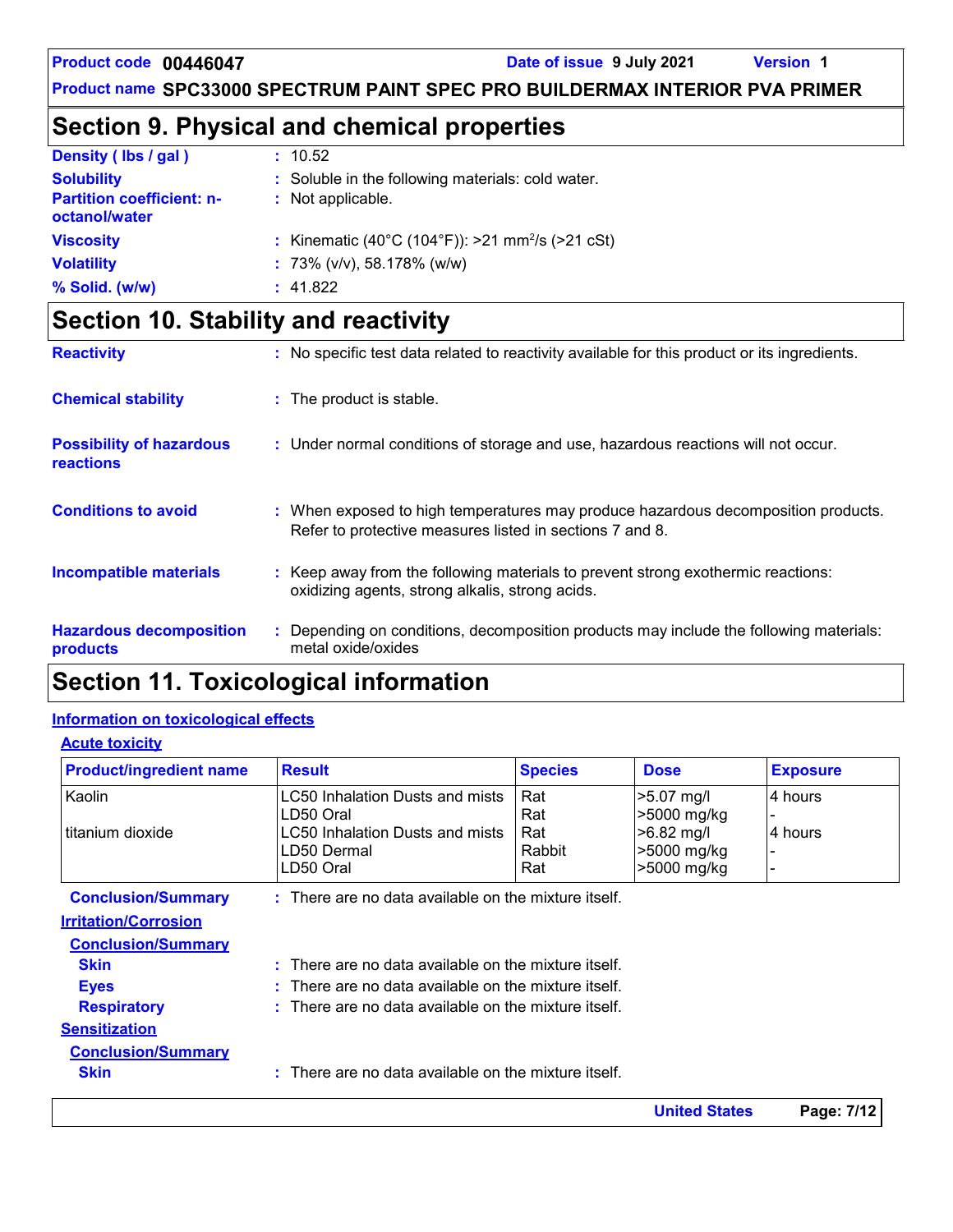## Section 9. Physical and chemical properties

**Density ( lbs / gal )** : 10.52

**Solubility** : Soluble in the following materials: cold water.

**Partition coefficient: n-octanol/water** : Not applicable.

**Viscosity** : Kinematic (40°C (104°F)): >21 $mm^2/s$ (>21 cSt)

**Volatility** : 73% (v/v), 58.178% (w/w)

**% Solid. (w/w)** : 41.822

## Section 10. Stability and reactivity

**Reactivity** : No specific test data related to reactivity available for this product or its ingredients.

**Chemical stability** : The product is stable.

**Possibility of hazardous reactions** : Under normal conditions of storage and use, hazardous reactions will not occur.

**Conditions to avoid** : When exposed to high temperatures may produce hazardous decomposition products. Refer to protective measures listed in sections 7 and 8.

**Incompatible materials** : Keep away from the following materials to prevent strong exothermic reactions: oxidizing agents, strong alkalis, strong acids.

**Hazardous decomposition products** : Depending on conditions, decomposition products may include the following materials: metal oxide/oxides

## Section 11. Toxicological information

### Information on toxicological effects

#### Acute toxicity

| Product/ingredient name | Result | Species | Dose | Exposure |
|---|---|---|---|---|
| Kaolin | LC50 Inhalation Dusts and mists | Rat | >5.07 mg/l | 4 hours |
| | LD50 Oral | Rat | >5000 mg/kg | - |
| titanium dioxide | LC50 Inhalation Dusts and mists | Rat | >6.82 mg/l | 4 hours |
| | LD50 Dermal | Rabbit | >5000 mg/kg | - |
| | LD50 Oral | Rat | >5000 mg/kg | - |

**Conclusion/Summary** : There are no data available on the mixture itself.

#### Irritation/Corrosion

**Conclusion/Summary**

**Skin** : There are no data available on the mixture itself.

**Eyes** : There are no data available on the mixture itself.

**Respiratory** : There are no data available on the mixture itself.

#### Sensitization

**Conclusion/Summary**

**Skin** : There are no data available on the mixture itself.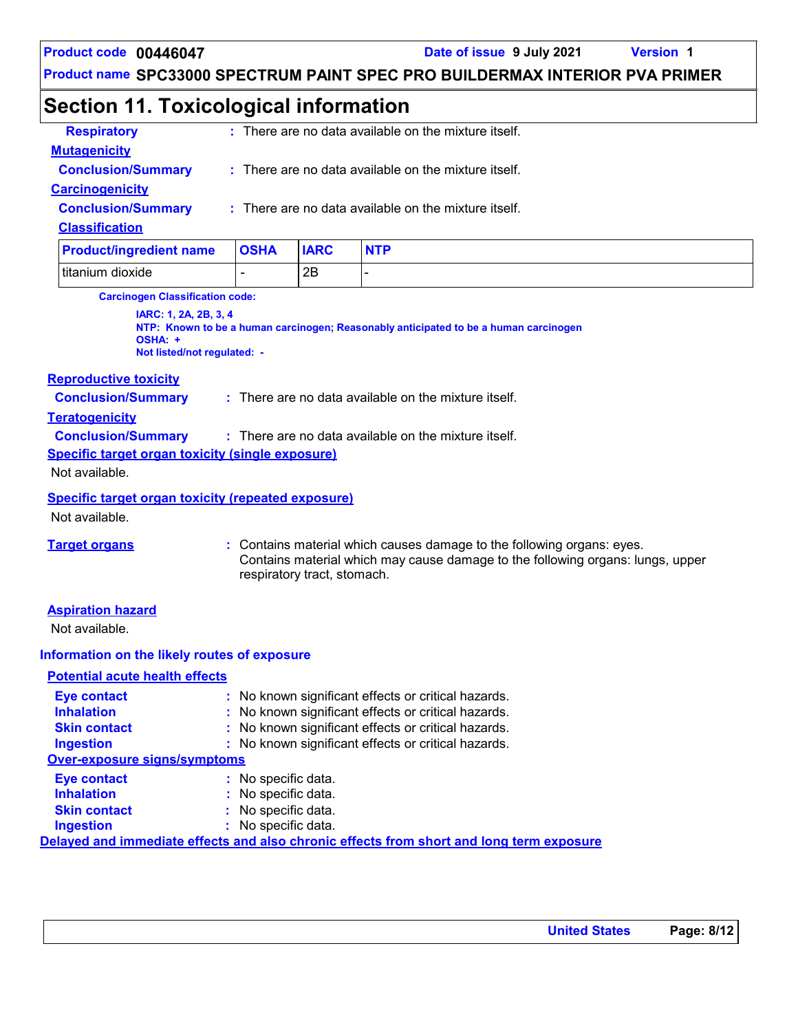## Section 11. Toxicological information

**Respiratory** : There are no data available on the mixture itself.

**Mutagenicity**

**Conclusion/Summary** : There are no data available on the mixture itself.

**Carcinogenicity**

**Conclusion/Summary** : There are no data available on the mixture itself.

**Classification**

| Product/ingredient name | OSHA | IARC | NTP |
|---|---|---|---|
| titanium dioxide | - | 2B | - |

**Carcinogen Classification code:**

**IARC: 1, 2A, 2B, 3, 4**
**NTP: Known to be a human carcinogen; Reasonably anticipated to be a human carcinogen**
**OSHA: +**
**Not listed/not regulated: -**

**Reproductive toxicity**

**Conclusion/Summary** : There are no data available on the mixture itself.

**Teratogenicity**

**Conclusion/Summary** : There are no data available on the mixture itself.

**Specific target organ toxicity (single exposure)**

Not available.

**Specific target organ toxicity (repeated exposure)**

Not available.

**Target organs** : Contains material which causes damage to the following organs: eyes.
Contains material which may cause damage to the following organs: lungs, upper respiratory tract, stomach.

**Aspiration hazard**

Not available.

**Information on the likely routes of exposure**

**Potential acute health effects**

**Eye contact** : No known significant effects or critical hazards.
**Inhalation** : No known significant effects or critical hazards.
**Skin contact** : No known significant effects or critical hazards.
**Ingestion** : No known significant effects or critical hazards.

**Over-exposure signs/symptoms**

**Eye contact** : No specific data.
**Inhalation** : No specific data.
**Skin contact** : No specific data.
**Ingestion** : No specific data.

**Delayed and immediate effects and also chronic effects from short and long term exposure**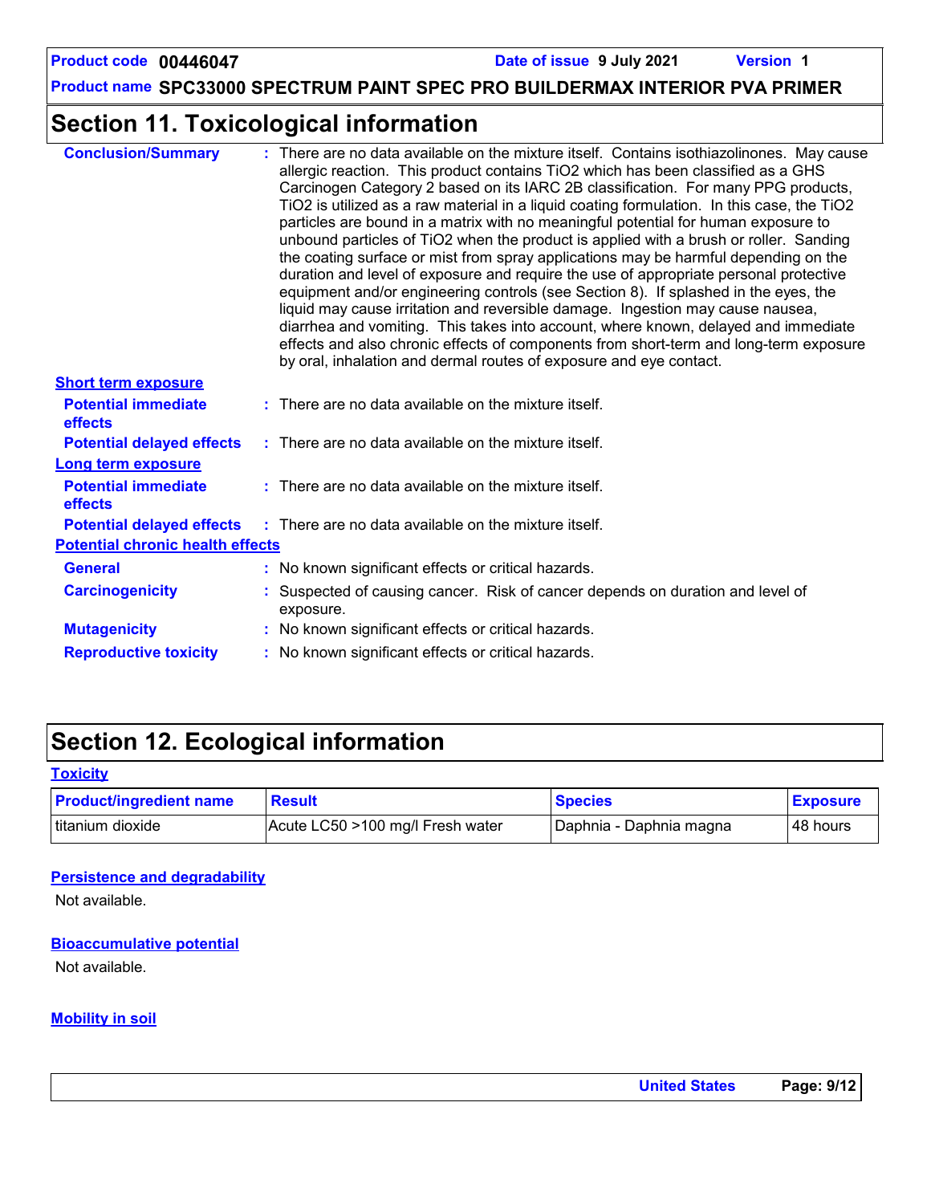## Section 11. Toxicological information

**Conclusion/Summary** : There are no data available on the mixture itself. Contains isothiazolinones. May cause allergic reaction. This product contains $TiO_2$ which has been classified as a GHS Carcinogen Category 2 based on its IARC 2B classification. For many PPG products, $TiO_2$ is utilized as a raw material in a liquid coating formulation. In this case, the $TiO_2$ particles are bound in a matrix with no meaningful potential for human exposure to unbound particles of $TiO_2$ when the product is applied with a brush or roller. Sanding the coating surface or mist from spray applications may be harmful depending on the duration and level of exposure and require the use of appropriate personal protective equipment and/or engineering controls (see Section 8). If splashed in the eyes, the liquid may cause irritation and reversible damage. Ingestion may cause nausea, diarrhea and vomiting. This takes into account, where known, delayed and immediate effects and also chronic effects of components from short-term and long-term exposure by oral, inhalation and dermal routes of exposure and eye contact.

**Short term exposure**

**Potential immediate effects** : There are no data available on the mixture itself.

**Potential delayed effects** : There are no data available on the mixture itself.

**Long term exposure**

**Potential immediate effects** : There are no data available on the mixture itself.

**Potential delayed effects** : There are no data available on the mixture itself.

**Potential chronic health effects**

**General** : No known significant effects or critical hazards.

**Carcinogenicity** : Suspected of causing cancer. Risk of cancer depends on duration and level of exposure.

**Mutagenicity** : No known significant effects or critical hazards.

**Reproductive toxicity** : No known significant effects or critical hazards.

## Section 12. Ecological information

**Toxicity**

| Product/ingredient name | Result | Species | Exposure |
|---|---|---|---|
| titanium dioxide | Acute LC50 >100 mg/l Fresh water | Daphnia - Daphnia magna | 48 hours |

**Persistence and degradability**

Not available.

**Bioaccumulative potential**

Not available.

**Mobility in soil**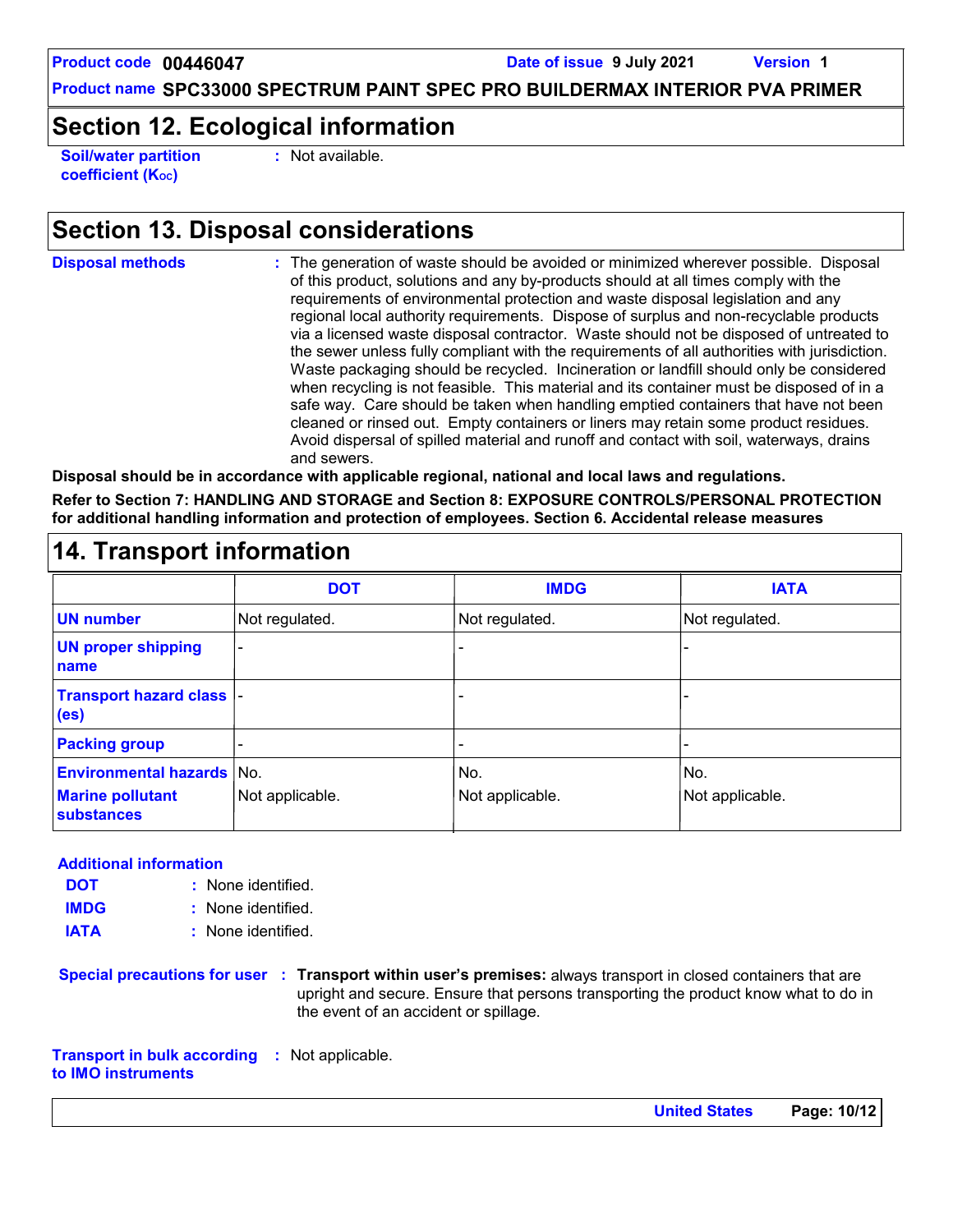## Section 12. Ecological information

**Soil/water partition coefficient ($K_{OC}$)** : Not available.

## Section 13. Disposal considerations

**Disposal methods** : The generation of waste should be avoided or minimized wherever possible. Disposal of this product, solutions and any by-products should at all times comply with the requirements of environmental protection and waste disposal legislation and any regional local authority requirements. Dispose of surplus and non-recyclable products via a licensed waste disposal contractor. Waste should not be disposed of untreated to the sewer unless fully compliant with the requirements of all authorities with jurisdiction. Waste packaging should be recycled. Incineration or landfill should only be considered when recycling is not feasible. This material and its container must be disposed of in a safe way. Care should be taken when handling emptied containers that have not been cleaned or rinsed out. Empty containers or liners may retain some product residues. Avoid dispersal of spilled material and runoff and contact with soil, waterways, drains and sewers.

**Disposal should be in accordance with applicable regional, national and local laws and regulations.**

**Refer to Section 7: HANDLING AND STORAGE and Section 8: EXPOSURE CONTROLS/PERSONAL PROTECTION for additional handling information and protection of employees. Section 6. Accidental release measures**

## 14. Transport information

| | DOT | IMDG | IATA |
|---|---|---|---|
| UN number | Not regulated. | Not regulated. | Not regulated. |
| UN proper shipping name | - | - | - |
| Transport hazard class (es) | - | - | - |
| Packing group | - | - | - |
| Environmental hazards | No. | No. | No. |
| Marine pollutant substances | Not applicable. | Not applicable. | Not applicable. |

**Additional information**

**DOT** : None identified.
**IMDG** : None identified.
**IATA** : None identified.

**Special precautions for user** : **Transport within user's premises:** always transport in closed containers that are upright and secure. Ensure that persons transporting the product know what to do in the event of an accident or spillage.

**Transport in bulk according to IMO instruments** : Not applicable.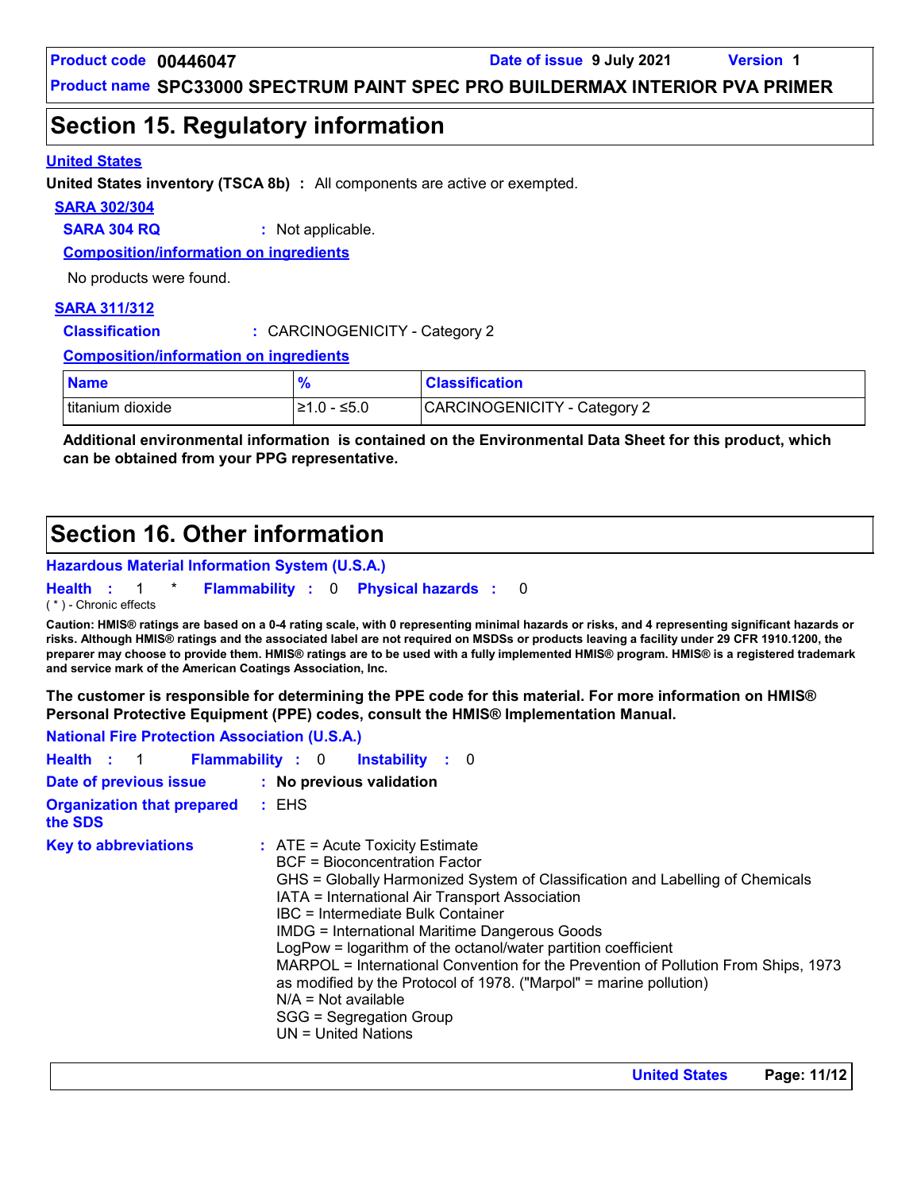# Section 15. Regulatory information

### United States

**United States inventory (TSCA 8b)** : All components are active or exempted.

#### SARA 302/304

**SARA 304 RQ** : Not applicable.

**Composition/information on ingredients**

No products were found.

#### SARA 311/312

**Classification** : CARCINOGENICITY - Category 2

**Composition/information on ingredients**

| Name | % | Classification |
|---|---|---|
| titanium dioxide | ≥1.0 - ≤5.0 | CARCINOGENICITY - Category 2 |

**Additional environmental information is contained on the Environmental Data Sheet for this product, which can be obtained from your PPG representative.**

# Section 16. Other information

### Hazardous Material Information System (U.S.A.)

**Health** : 1 * **Flammability** : 0 **Physical hazards** : 0

( * ) - Chronic effects

**Caution: HMIS® ratings are based on a 0-4 rating scale, with 0 representing minimal hazards or risks, and 4 representing significant hazards or risks. Although HMIS® ratings and the associated label are not required on MSDSs or products leaving a facility under 29 CFR 1910.1200, the preparer may choose to provide them. HMIS® ratings are to be used with a fully implemented HMIS® program. HMIS® is a registered trademark and service mark of the American Coatings Association, Inc.**

**The customer is responsible for determining the PPE code for this material. For more information on HMIS® Personal Protective Equipment (PPE) codes, consult the HMIS® Implementation Manual.**

### National Fire Protection Association (U.S.A.)

**Health** : 1 **Flammability** : 0 **Instability** : 0

**Date of previous issue** : **No previous validation**

**Organization that prepared the SDS** : EHS

**Key to abbreviations** : ATE = Acute Toxicity Estimate
BCF = Bioconcentration Factor
GHS = Globally Harmonized System of Classification and Labelling of Chemicals
IATA = International Air Transport Association
IBC = Intermediate Bulk Container
IMDG = International Maritime Dangerous Goods
LogPow = logarithm of the octanol/water partition coefficient
MARPOL = International Convention for the Prevention of Pollution From Ships, 1973 as modified by the Protocol of 1978. ("Marpol" = marine pollution)
N/A = Not available
SGG = Segregation Group
UN = United Nations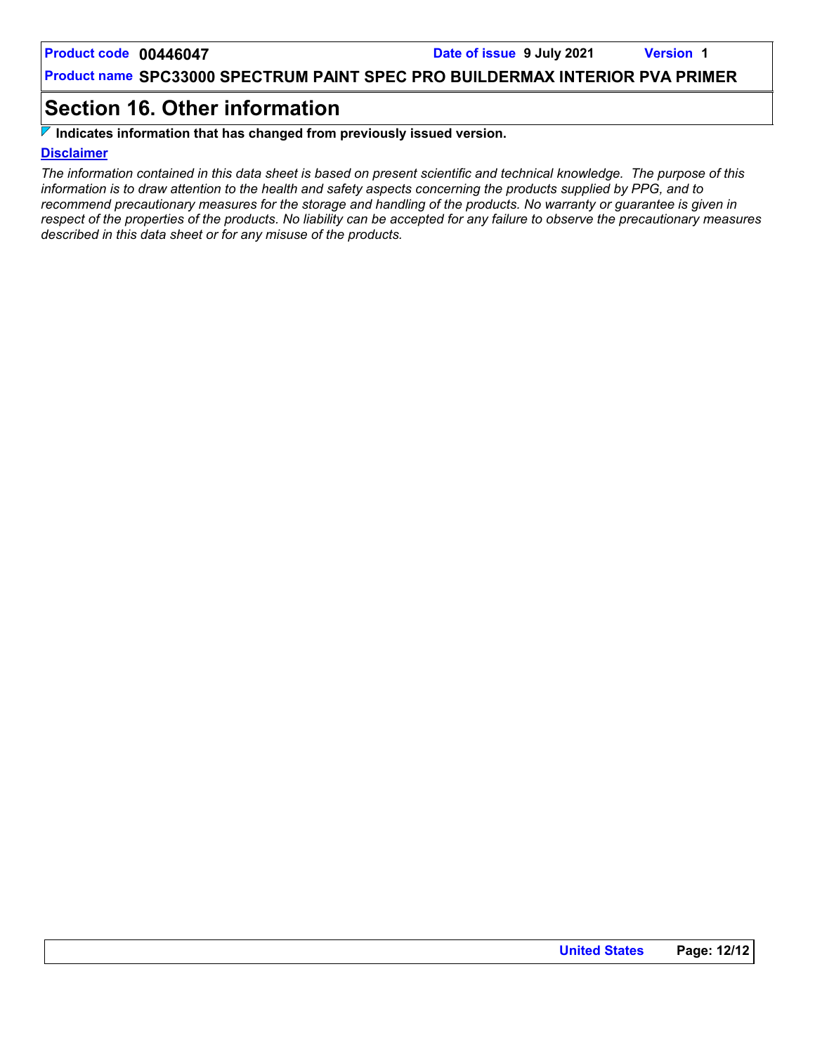## Section 16. Other information

**Indicates information that has changed from previously issued version.**

**Disclaimer**

*The information contained in this data sheet is based on present scientific and technical knowledge. The purpose of this information is to draw attention to the health and safety aspects concerning the products supplied by PPG, and to recommend precautionary measures for the storage and handling of the products. No warranty or guarantee is given in respect of the properties of the products. No liability can be accepted for any failure to observe the precautionary measures described in this data sheet or for any misuse of the products.*